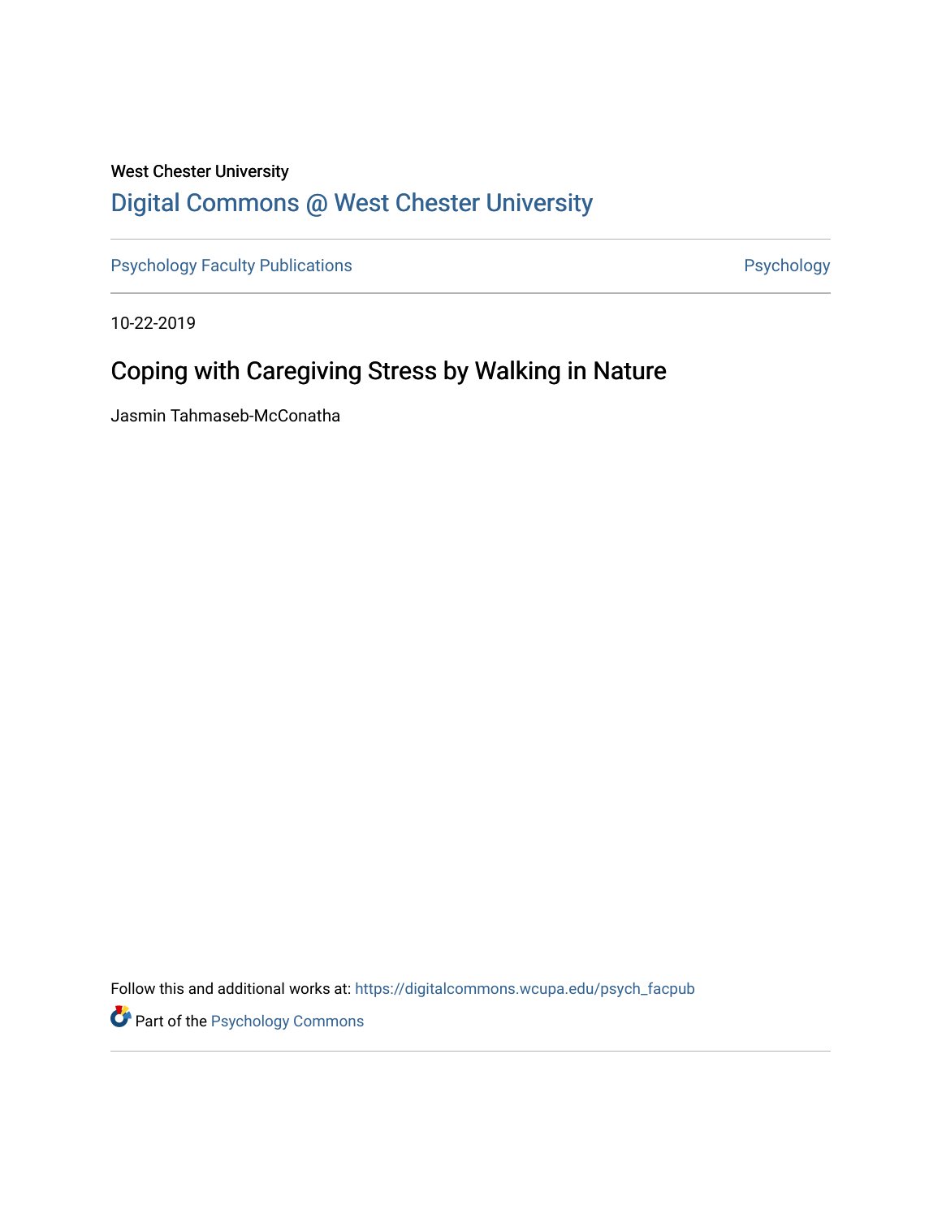West Chester University

Digital Commons @ West Chester University

Psychology Faculty Publications

Psychology

10-22-2019

# Coping with Caregiving Stress by Walking in Nature

Jasmin Tahmaseb-McConatha

Follow this and additional works at: https://digitalcommons.wcupa.edu/psych_facpub

Part of the Psychology Commons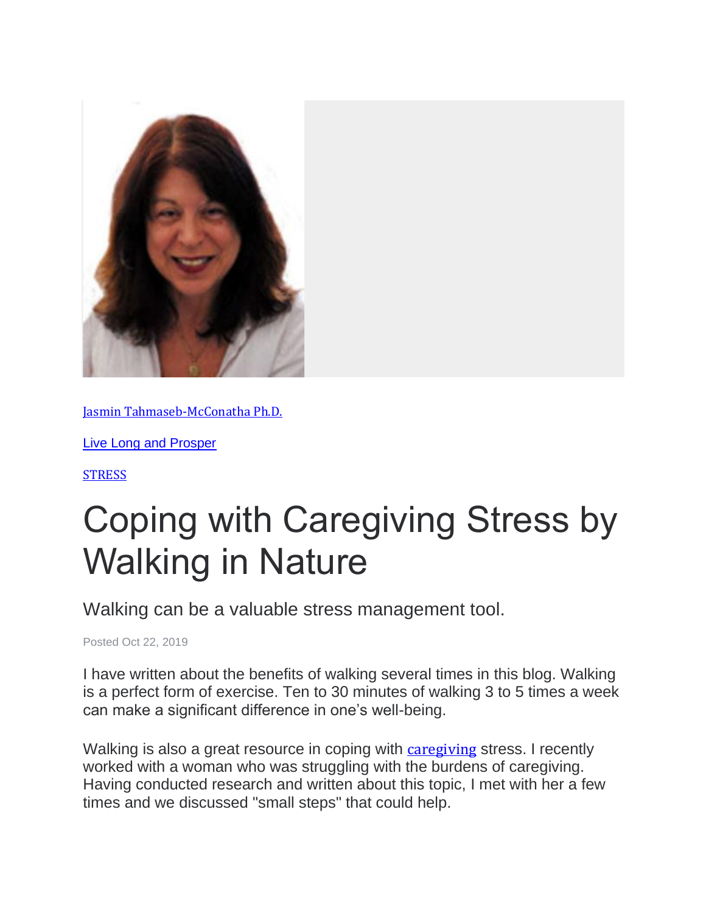Jasmin Tahmaseb-McConatha Ph.D.

Live Long and Prosper

STRESS

# Coping with Caregiving Stress by Walking in Nature

## Walking can be a valuable stress management tool.

Posted Oct 22, 2019

I have written about the benefits of walking several times in this blog. Walking is a perfect form of exercise. Ten to 30 minutes of walking 3 to 5 times a week can make a significant difference in one's well-being.

Walking is also a great resource in coping with caregiving stress. I recently worked with a woman who was struggling with the burdens of caregiving. Having conducted research and written about this topic, I met with her a few times and we discussed "small steps" that could help.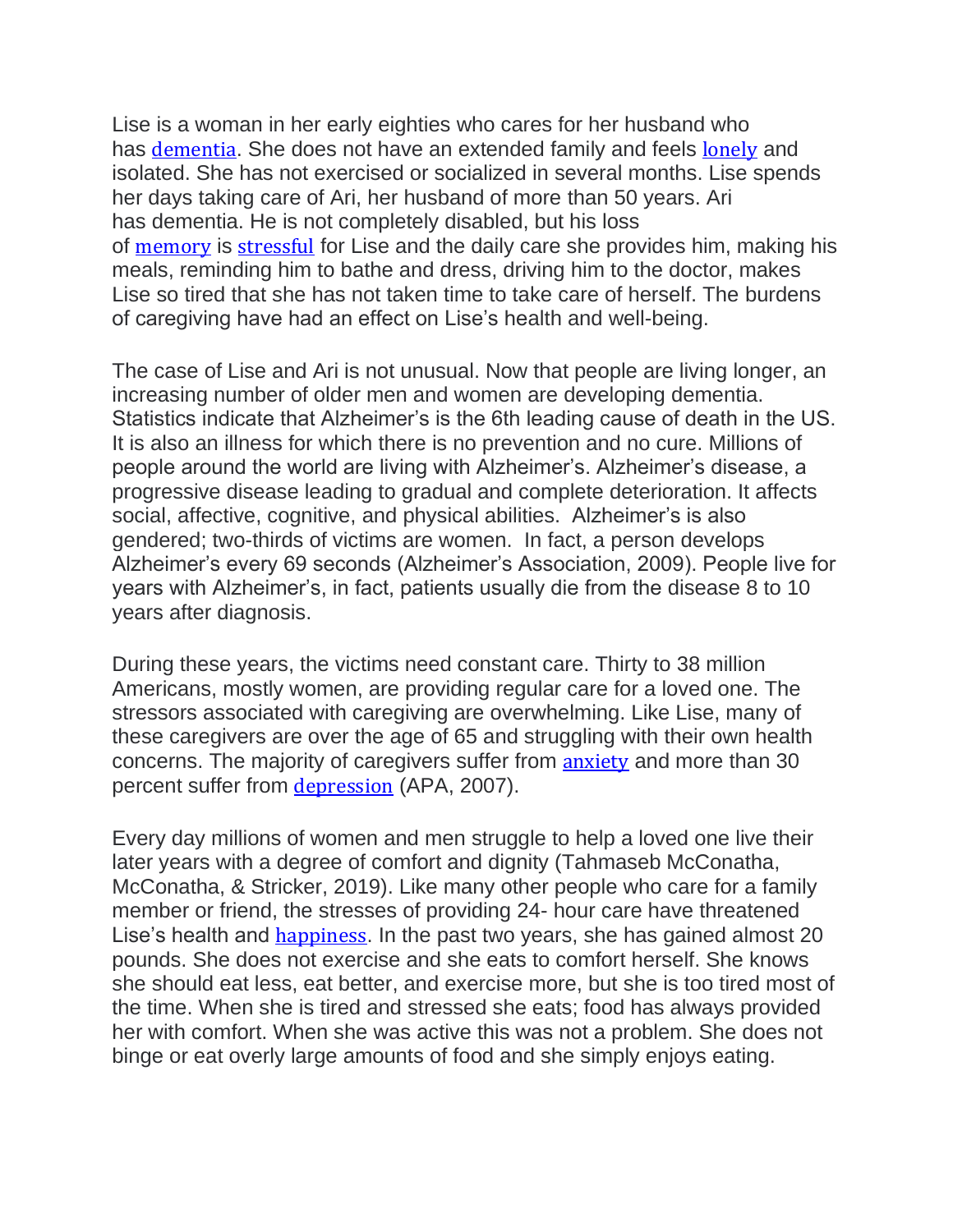Lise is a woman in her early eighties who cares for her husband who has dementia. She does not have an extended family and feels lonely and isolated. She has not exercised or socialized in several months. Lise spends her days taking care of Ari, her husband of more than 50 years. Ari has dementia. He is not completely disabled, but his loss of memory is stressful for Lise and the daily care she provides him, making his meals, reminding him to bathe and dress, driving him to the doctor, makes Lise so tired that she has not taken time to take care of herself. The burdens of caregiving have had an effect on Lise's health and well-being.

The case of Lise and Ari is not unusual. Now that people are living longer, an increasing number of older men and women are developing dementia. Statistics indicate that Alzheimer's is the 6th leading cause of death in the US. It is also an illness for which there is no prevention and no cure. Millions of people around the world are living with Alzheimer's. Alzheimer's disease, a progressive disease leading to gradual and complete deterioration. It affects social, affective, cognitive, and physical abilities. Alzheimer's is also gendered; two-thirds of victims are women. In fact, a person develops Alzheimer's every 69 seconds (Alzheimer's Association, 2009). People live for years with Alzheimer's, in fact, patients usually die from the disease 8 to 10 years after diagnosis.

During these years, the victims need constant care. Thirty to 38 million Americans, mostly women, are providing regular care for a loved one. The stressors associated with caregiving are overwhelming. Like Lise, many of these caregivers are over the age of 65 and struggling with their own health concerns. The majority of caregivers suffer from anxiety and more than 30 percent suffer from depression (APA, 2007).

Every day millions of women and men struggle to help a loved one live their later years with a degree of comfort and dignity (Tahmaseb McConatha, McConatha, & Stricker, 2019). Like many other people who care for a family member or friend, the stresses of providing 24- hour care have threatened Lise's health and happiness. In the past two years, she has gained almost 20 pounds. She does not exercise and she eats to comfort herself. She knows she should eat less, eat better, and exercise more, but she is too tired most of the time. When she is tired and stressed she eats; food has always provided her with comfort. When she was active this was not a problem. She does not binge or eat overly large amounts of food and she simply enjoys eating.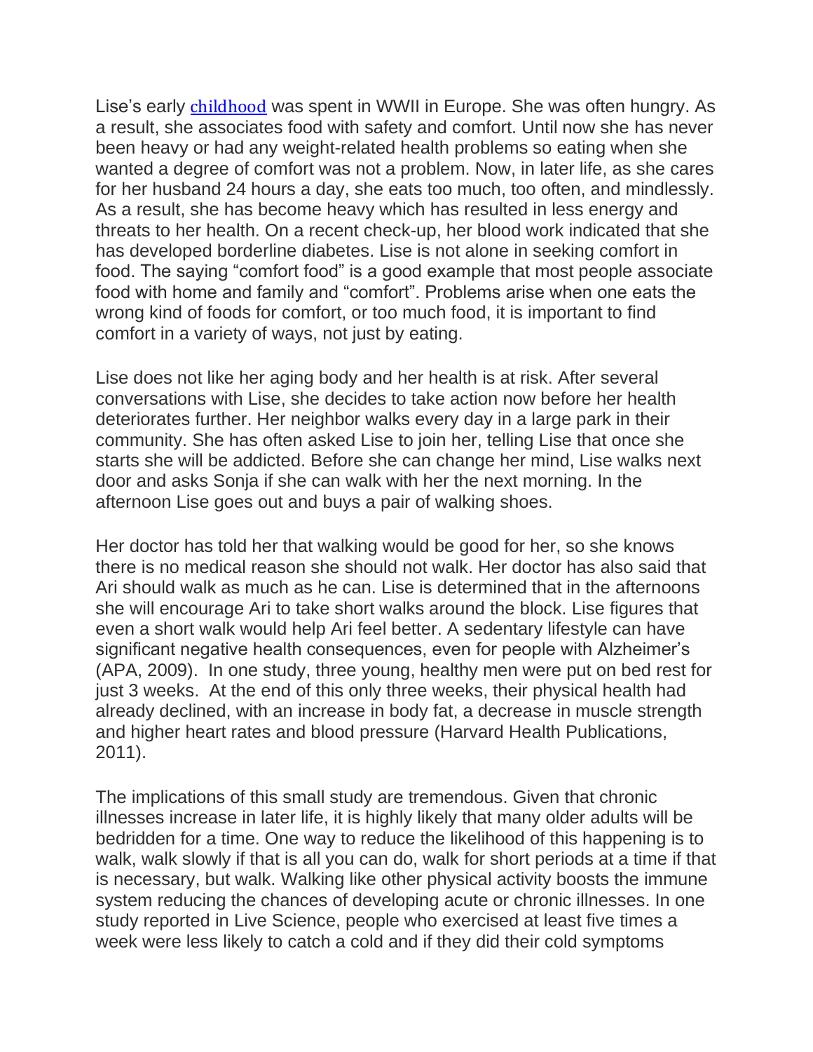Lise's early childhood was spent in WWII in Europe. She was often hungry. As a result, she associates food with safety and comfort. Until now she has never been heavy or had any weight-related health problems so eating when she wanted a degree of comfort was not a problem. Now, in later life, as she cares for her husband 24 hours a day, she eats too much, too often, and mindlessly. As a result, she has become heavy which has resulted in less energy and threats to her health. On a recent check-up, her blood work indicated that she has developed borderline diabetes. Lise is not alone in seeking comfort in food. The saying "comfort food" is a good example that most people associate food with home and family and "comfort". Problems arise when one eats the wrong kind of foods for comfort, or too much food, it is important to find comfort in a variety of ways, not just by eating.

Lise does not like her aging body and her health is at risk. After several conversations with Lise, she decides to take action now before her health deteriorates further. Her neighbor walks every day in a large park in their community. She has often asked Lise to join her, telling Lise that once she starts she will be addicted. Before she can change her mind, Lise walks next door and asks Sonja if she can walk with her the next morning. In the afternoon Lise goes out and buys a pair of walking shoes.

Her doctor has told her that walking would be good for her, so she knows there is no medical reason she should not walk. Her doctor has also said that Ari should walk as much as he can. Lise is determined that in the afternoons she will encourage Ari to take short walks around the block. Lise figures that even a short walk would help Ari feel better. A sedentary lifestyle can have significant negative health consequences, even for people with Alzheimer's (APA, 2009). In one study, three young, healthy men were put on bed rest for just 3 weeks. At the end of this only three weeks, their physical health had already declined, with an increase in body fat, a decrease in muscle strength and higher heart rates and blood pressure (Harvard Health Publications, 2011).

The implications of this small study are tremendous. Given that chronic illnesses increase in later life, it is highly likely that many older adults will be bedridden for a time. One way to reduce the likelihood of this happening is to walk, walk slowly if that is all you can do, walk for short periods at a time if that is necessary, but walk. Walking like other physical activity boosts the immune system reducing the chances of developing acute or chronic illnesses. In one study reported in Live Science, people who exercised at least five times a week were less likely to catch a cold and if they did their cold symptoms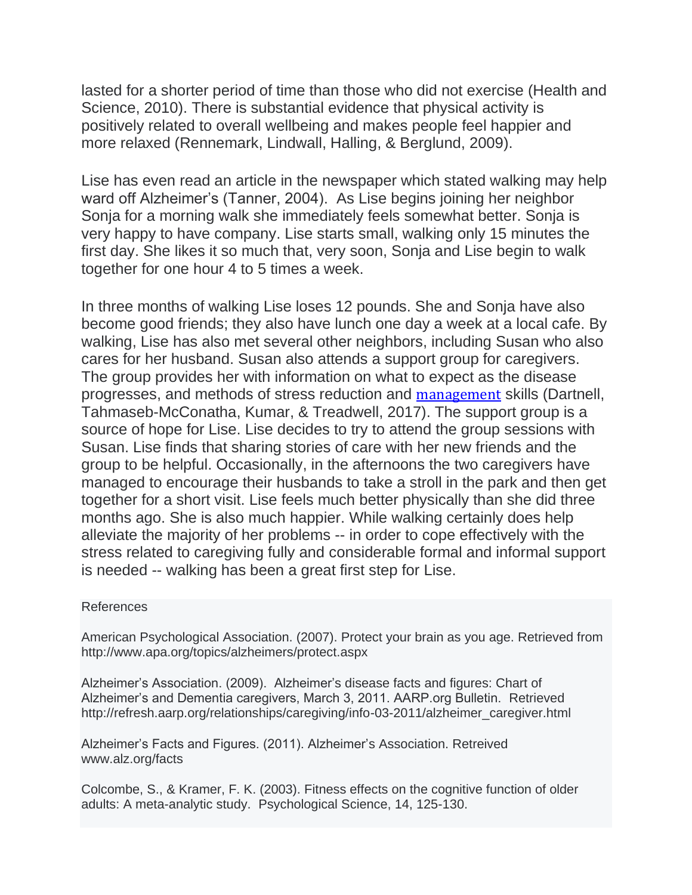lasted for a shorter period of time than those who did not exercise (Health and Science, 2010). There is substantial evidence that physical activity is positively related to overall wellbeing and makes people feel happier and more relaxed (Rennemark, Lindwall, Halling, & Berglund, 2009).

Lise has even read an article in the newspaper which stated walking may help ward off Alzheimer's (Tanner, 2004). As Lise begins joining her neighbor Sonja for a morning walk she immediately feels somewhat better. Sonja is very happy to have company. Lise starts small, walking only 15 minutes the first day. She likes it so much that, very soon, Sonja and Lise begin to walk together for one hour 4 to 5 times a week.

In three months of walking Lise loses 12 pounds. She and Sonja have also become good friends; they also have lunch one day a week at a local cafe. By walking, Lise has also met several other neighbors, including Susan who also cares for her husband. Susan also attends a support group for caregivers. The group provides her with information on what to expect as the disease progresses, and methods of stress reduction and management skills (Dartnell, Tahmaseb-McConatha, Kumar, & Treadwell, 2017). The support group is a source of hope for Lise. Lise decides to try to attend the group sessions with Susan. Lise finds that sharing stories of care with her new friends and the group to be helpful. Occasionally, in the afternoons the two caregivers have managed to encourage their husbands to take a stroll in the park and then get together for a short visit. Lise feels much better physically than she did three months ago. She is also much happier. While walking certainly does help alleviate the majority of her problems -- in order to cope effectively with the stress related to caregiving fully and considerable formal and informal support is needed -- walking has been a great first step for Lise.

References

American Psychological Association. (2007). Protect your brain as you age. Retrieved from http://www.apa.org/topics/alzheimers/protect.aspx

Alzheimer's Association. (2009). Alzheimer's disease facts and figures: Chart of Alzheimer's and Dementia caregivers, March 3, 2011. AARP.org Bulletin. Retrieved http://refresh.aarp.org/relationships/caregiving/info-03-2011/alzheimer_caregiver.html

Alzheimer's Facts and Figures. (2011). Alzheimer's Association. Retreived www.alz.org/facts

Colcombe, S., & Kramer, F. K. (2003). Fitness effects on the cognitive function of older adults: A meta-analytic study. Psychological Science, 14, 125-130.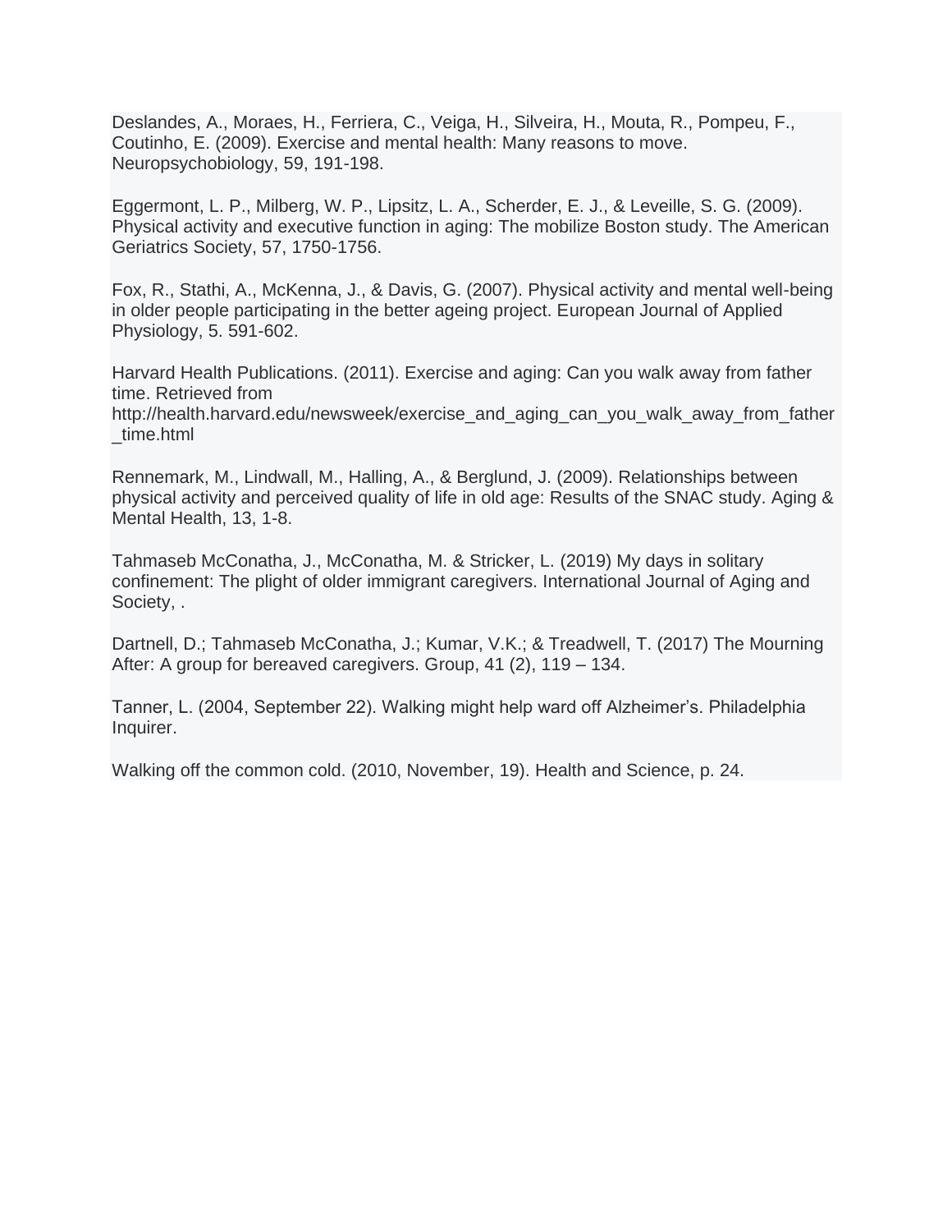Deslandes, A., Moraes, H., Ferriera, C., Veiga, H., Silveira, H., Mouta, R., Pompeu, F., Coutinho, E. (2009). Exercise and mental health: Many reasons to move. Neuropsychobiology, 59, 191-198.

Eggermont, L. P., Milberg, W. P., Lipsitz, L. A., Scherder, E. J., & Leveille, S. G. (2009). Physical activity and executive function in aging: The mobilize Boston study. The American Geriatrics Society, 57, 1750-1756.

Fox, R., Stathi, A., McKenna, J., & Davis, G. (2007). Physical activity and mental well-being in older people participating in the better ageing project. European Journal of Applied Physiology, 5. 591-602.

Harvard Health Publications. (2011). Exercise and aging: Can you walk away from father time. Retrieved from http://health.harvard.edu/newsweek/exercise_and_aging_can_you_walk_away_from_father_time.html

Rennemark, M., Lindwall, M., Halling, A., & Berglund, J. (2009). Relationships between physical activity and perceived quality of life in old age: Results of the SNAC study. Aging & Mental Health, 13, 1-8.

Tahmaseb McConatha, J., McConatha, M. & Stricker, L. (2019) My days in solitary confinement: The plight of older immigrant caregivers. International Journal of Aging and Society, .

Dartnell, D.; Tahmaseb McConatha, J.; Kumar, V.K.; & Treadwell, T. (2017) The Mourning After: A group for bereaved caregivers. Group, 41 (2), 119 – 134.

Tanner, L. (2004, September 22). Walking might help ward off Alzheimer’s. Philadelphia Inquirer.

Walking off the common cold. (2010, November, 19). Health and Science, p. 24.